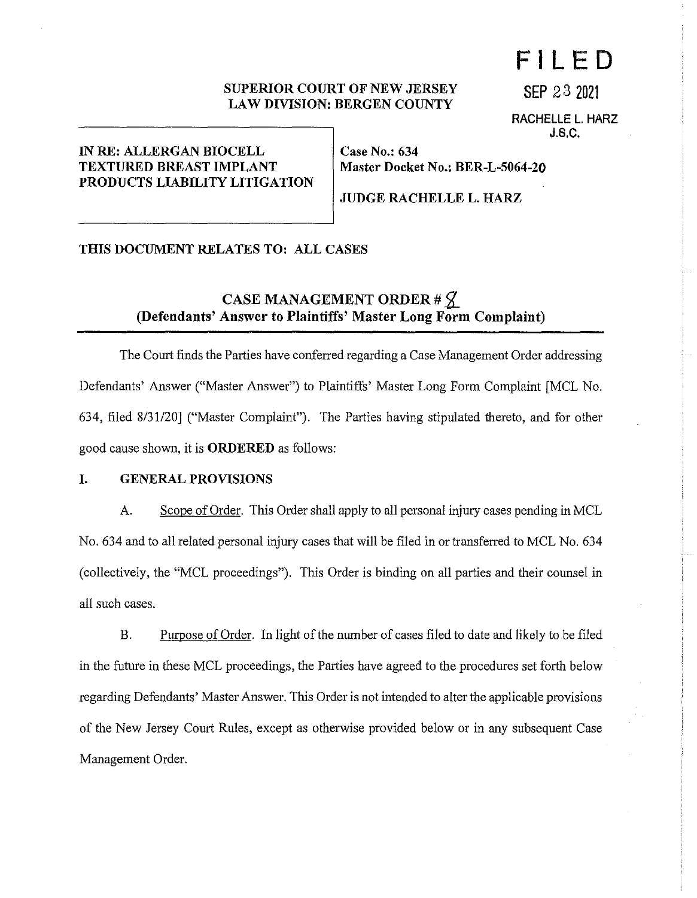# FILED

SEP 23 2021

RACHELLE L. HARZ
J.S.C.

**SUPERIOR COURT OF NEW JERSEY**
**LAW DIVISION: BERGEN COUNTY**

| | |
|---|---|
| **IN RE: ALLERGAN BIOCELL TEXTURED BREAST IMPLANT PRODUCTS LIABILITY LITIGATION** | **Case No.: 634**<br>**Master Docket No.: BER-L-5064-20**<br><br>**JUDGE RACHELLE L. HARZ** |

**THIS DOCUMENT RELATES TO: ALL CASES**

## CASE MANAGEMENT ORDER # 8
## (Defendants' Answer to Plaintiffs' Master Long Form Complaint)

The Court finds the Parties have conferred regarding a Case Management Order addressing Defendants' Answer ("Master Answer") to Plaintiffs' Master Long Form Complaint [MCL No. 634, filed 8/31/20] ("Master Complaint"). The Parties having stipulated thereto, and for other good cause shown, it is **ORDERED** as follows:

### I. GENERAL PROVISIONS

A. Scope of Order. This Order shall apply to all personal injury cases pending in MCL No. 634 and to all related personal injury cases that will be filed in or transferred to MCL No. 634 (collectively, the "MCL proceedings"). This Order is binding on all parties and their counsel in all such cases.

B. Purpose of Order. In light of the number of cases filed to date and likely to be filed in the future in these MCL proceedings, the Parties have agreed to the procedures set forth below regarding Defendants' Master Answer. This Order is not intended to alter the applicable provisions of the New Jersey Court Rules, except as otherwise provided below or in any subsequent Case Management Order.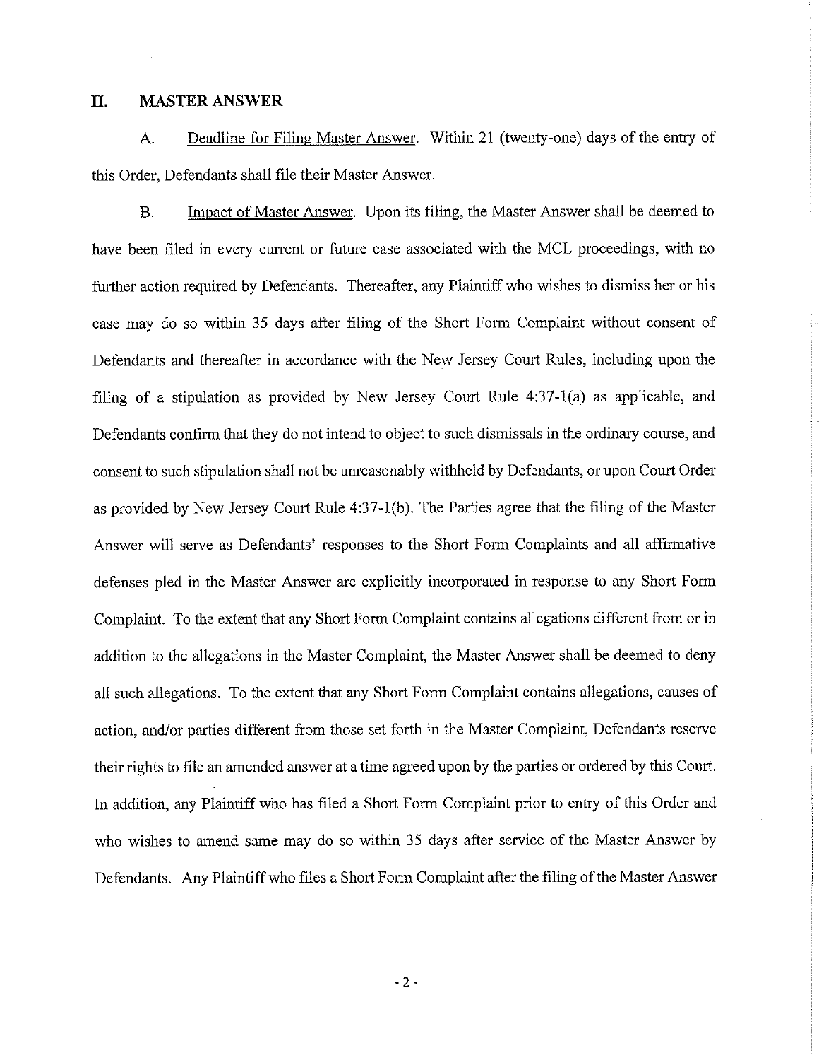## II. MASTER ANSWER

A. Deadline for Filing Master Answer. Within 21 (twenty-one) days of the entry of this Order, Defendants shall file their Master Answer.

B. Impact of Master Answer. Upon its filing, the Master Answer shall be deemed to have been filed in every current or future case associated with the MCL proceedings, with no further action required by Defendants. Thereafter, any Plaintiff who wishes to dismiss her or his case may do so within 35 days after filing of the Short Form Complaint without consent of Defendants and thereafter in accordance with the New Jersey Court Rules, including upon the filing of a stipulation as provided by New Jersey Court Rule 4:37-1(a) as applicable, and Defendants confirm that they do not intend to object to such dismissals in the ordinary course, and consent to such stipulation shall not be unreasonably withheld by Defendants, or upon Court Order as provided by New Jersey Court Rule 4:37-1(b). The Parties agree that the filing of the Master Answer will serve as Defendants' responses to the Short Form Complaints and all affirmative defenses pled in the Master Answer are explicitly incorporated in response to any Short Form Complaint. To the extent that any Short Form Complaint contains allegations different from or in addition to the allegations in the Master Complaint, the Master Answer shall be deemed to deny all such allegations. To the extent that any Short Form Complaint contains allegations, causes of action, and/or parties different from those set forth in the Master Complaint, Defendants reserve their rights to file an amended answer at a time agreed upon by the parties or ordered by this Court. In addition, any Plaintiff who has filed a Short Form Complaint prior to entry of this Order and who wishes to amend same may do so within 35 days after service of the Master Answer by Defendants. Any Plaintiff who files a Short Form Complaint after the filing of the Master Answer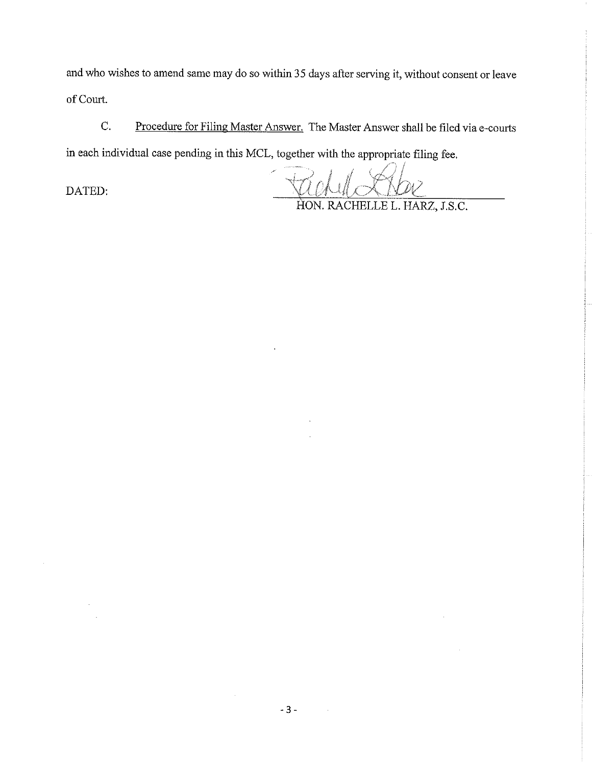and who wishes to amend same may do so within 35 days after serving it, without consent or leave of Court.

C. Procedure for Filing Master Answer. The Master Answer shall be filed via e-courts in each individual case pending in this MCL, together with the appropriate filing fee.

DATED:

HON. RACHELLE L. HARZ, J.S.C.